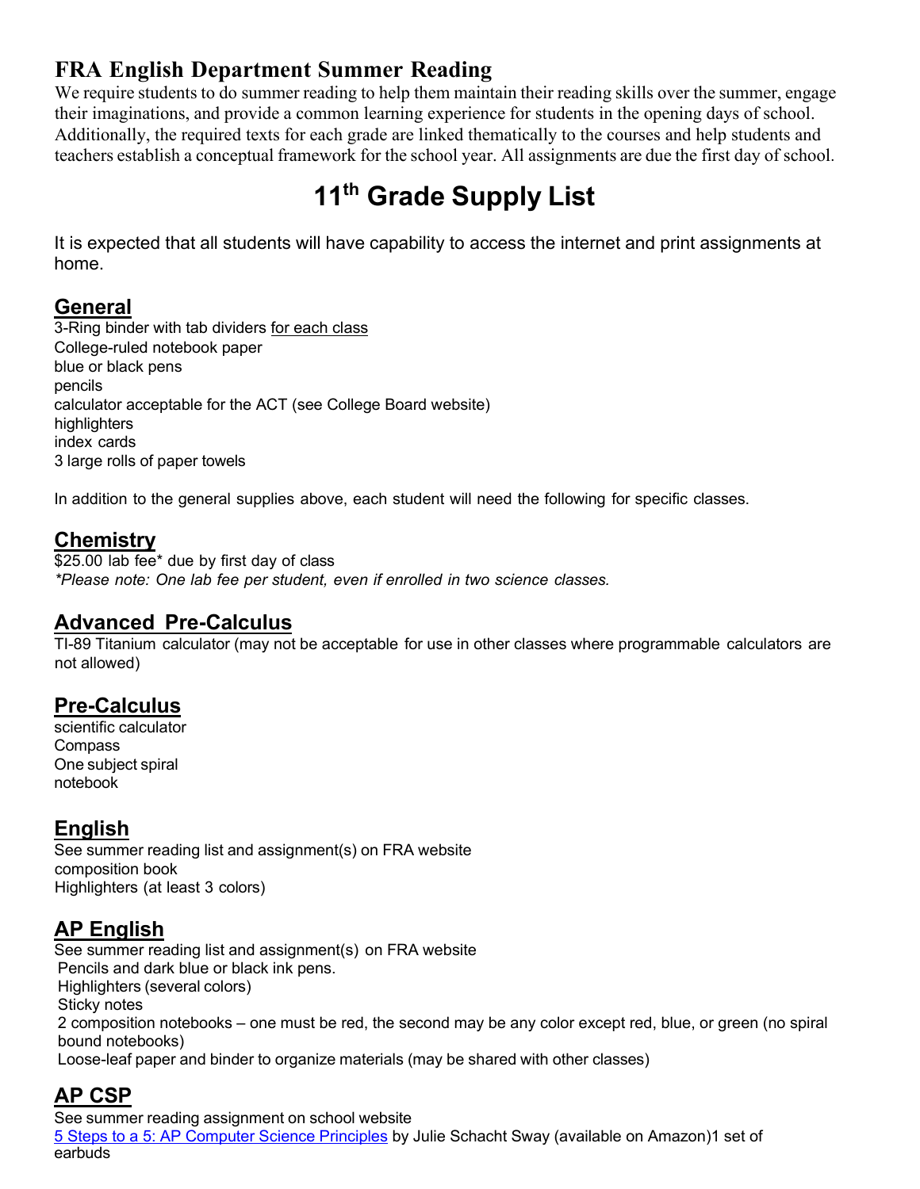## FRA English Department Summer Reading

We require students to do summer reading to help them maintain their reading skills over the summer, engage their imaginations, and provide a common learning experience for students in the opening days of school. Additionally, the required texts for each grade are linked thematically to the courses and help students and teachers establish a conceptual framework for the school year. All assignments are due the first day of school.

# 11th Grade Supply List

It is expected that all students will have capability to access the internet and print assignments at home.

### General

3-Ring binder with tab dividers for each class
College-ruled notebook paper
blue or black pens
pencils
calculator acceptable for the ACT (see College Board website)
highlighters
index cards
3 large rolls of paper towels

In addition to the general supplies above, each student will need the following for specific classes.

### Chemistry

$25.00 lab fee* due by first day of class
*\*Please note: One lab fee per student, even if enrolled in two science classes.*

### Advanced Pre-Calculus

TI-89 Titanium calculator (may not be acceptable for use in other classes where programmable calculators are not allowed)

### Pre-Calculus

scientific calculator
Compass
One subject spiral notebook

### English

See summer reading list and assignment(s) on FRA website
composition book
Highlighters (at least 3 colors)

### AP English

See summer reading list and assignment(s) on FRA website
Pencils and dark blue or black ink pens.
Highlighters (several colors)
Sticky notes
2 composition notebooks – one must be red, the second may be any color except red, blue, or green (no spiral bound notebooks)
Loose-leaf paper and binder to organize materials (may be shared with other classes)

### AP CSP

See summer reading assignment on school website
5 Steps to a 5: AP Computer Science Principles by Julie Schacht Sway (available on Amazon)1 set of earbuds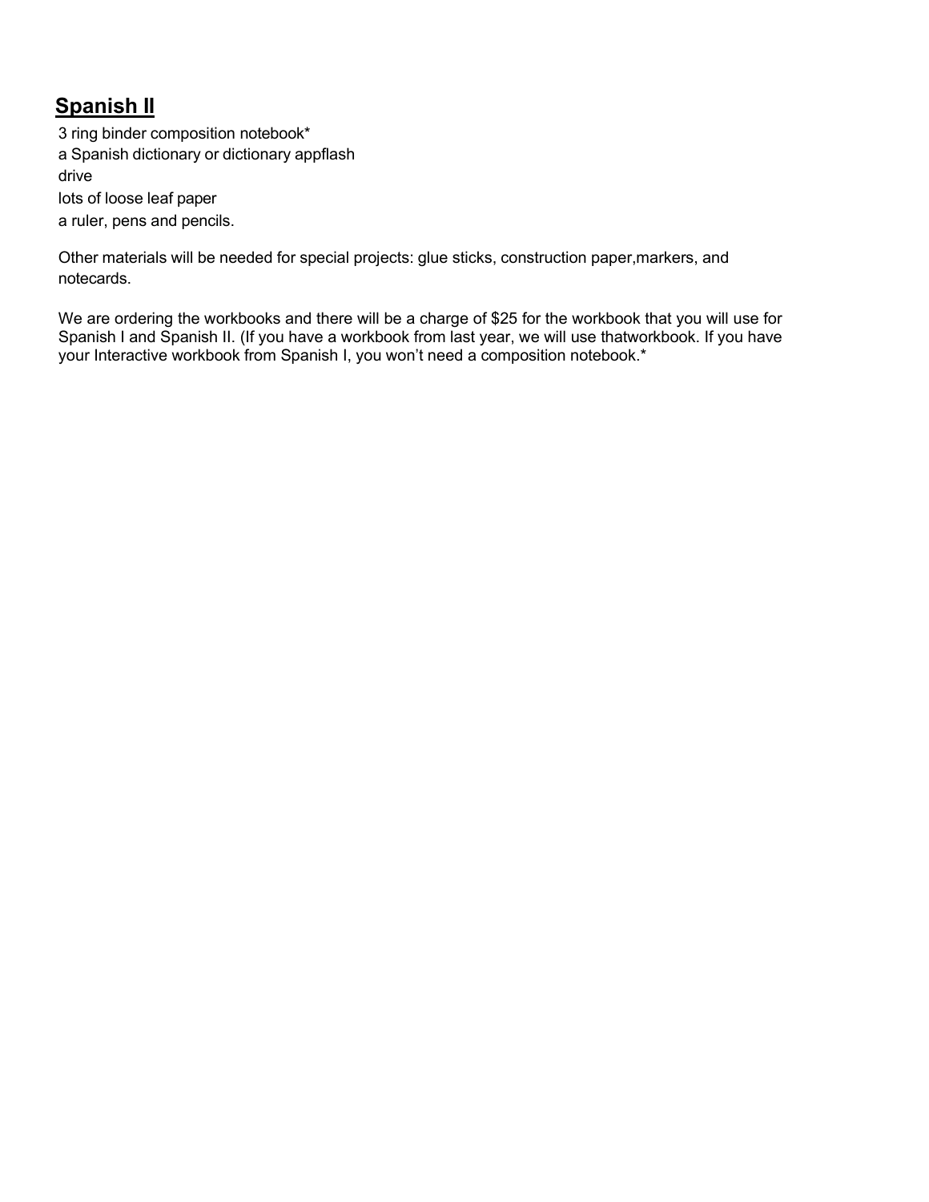## Spanish II

3 ring binder composition notebook*
a Spanish dictionary or dictionary appflash
drive
lots of loose leaf paper
a ruler, pens and pencils.

Other materials will be needed for special projects: glue sticks, construction paper,markers, and notecards.

We are ordering the workbooks and there will be a charge of $25 for the workbook that you will use for Spanish I and Spanish II. (If you have a workbook from last year, we will use thatworkbook. If you have your Interactive workbook from Spanish I, you won't need a composition notebook.*